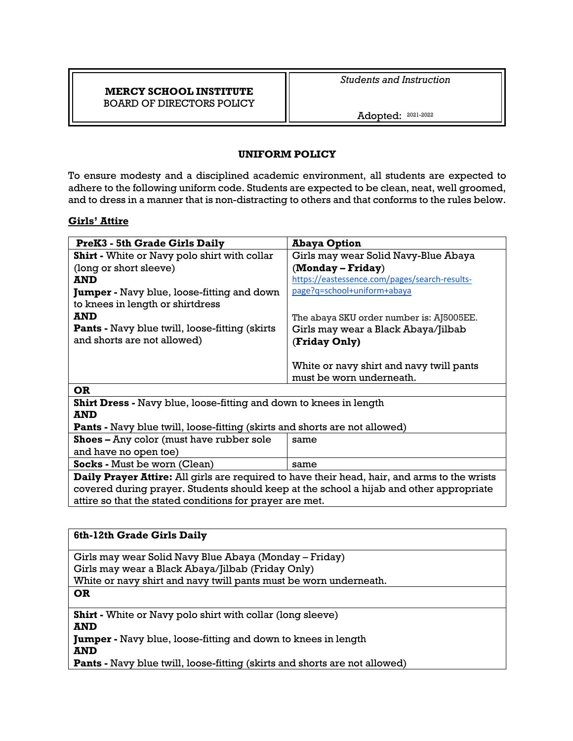| **MERCY SCHOOL INSTITUTE**<br>BOARD OF DIRECTORS POLICY | *Students and Instruction*<br><br>Adopted: 2021-2022 |
|---|---|

## UNIFORM POLICY

To ensure modesty and a disciplined academic environment, all students are expected to adhere to the following uniform code. Students are expected to be clean, neat, well groomed, and to dress in a manner that is non-distracting to others and that conforms to the rules below.

### Girls' Attire

| PreK3 - 5th Grade Girls Daily | Abaya Option |
|---|---|
| **Shirt -** White or Navy polo shirt with collar (long or short sleeve)<br>**AND**<br>**Jumper -** Navy blue, loose-fitting and down to knees in length or shirtdress<br>**AND**<br>**Pants -** Navy blue twill, loose-fitting (skirts and shorts are not allowed) | Girls may wear Solid Navy-Blue Abaya (**Monday – Friday**)<br>https://eastessence.com/pages/search-results-page?q=school+uniform+abaya<br><br>The abaya SKU order number is: AJ5005EE.<br>Girls may wear a Black Abaya/Jilbab (**Friday Only**)<br><br>White or navy shirt and navy twill pants must be worn underneath. |
| **OR** | |
| **Shirt Dress -** Navy blue, loose-fitting and down to knees in length<br>**AND**<br>**Pants -** Navy blue twill, loose-fitting (skirts and shorts are not allowed) | |
| **Shoes –** Any color (must have rubber sole and have no open toe) | same |
| **Socks -** Must be worn (Clean) | same |
| **Daily Prayer Attire:** All girls are required to have their head, hair, and arms to the wrists covered during prayer. Students should keep at the school a hijab and other appropriate attire so that the stated conditions for prayer are met. | |

| 6th-12th Grade Girls Daily |
|---|
| Girls may wear Solid Navy Blue Abaya (Monday – Friday)<br>Girls may wear a Black Abaya/Jilbab (Friday Only)<br>White or navy shirt and navy twill pants must be worn underneath. |
| **OR** |
| **Shirt -** White or Navy polo shirt with collar (long sleeve)<br>**AND**<br>**Jumper -** Navy blue, loose-fitting and down to knees in length<br>**AND**<br>**Pants -** Navy blue twill, loose-fitting (skirts and shorts are not allowed) |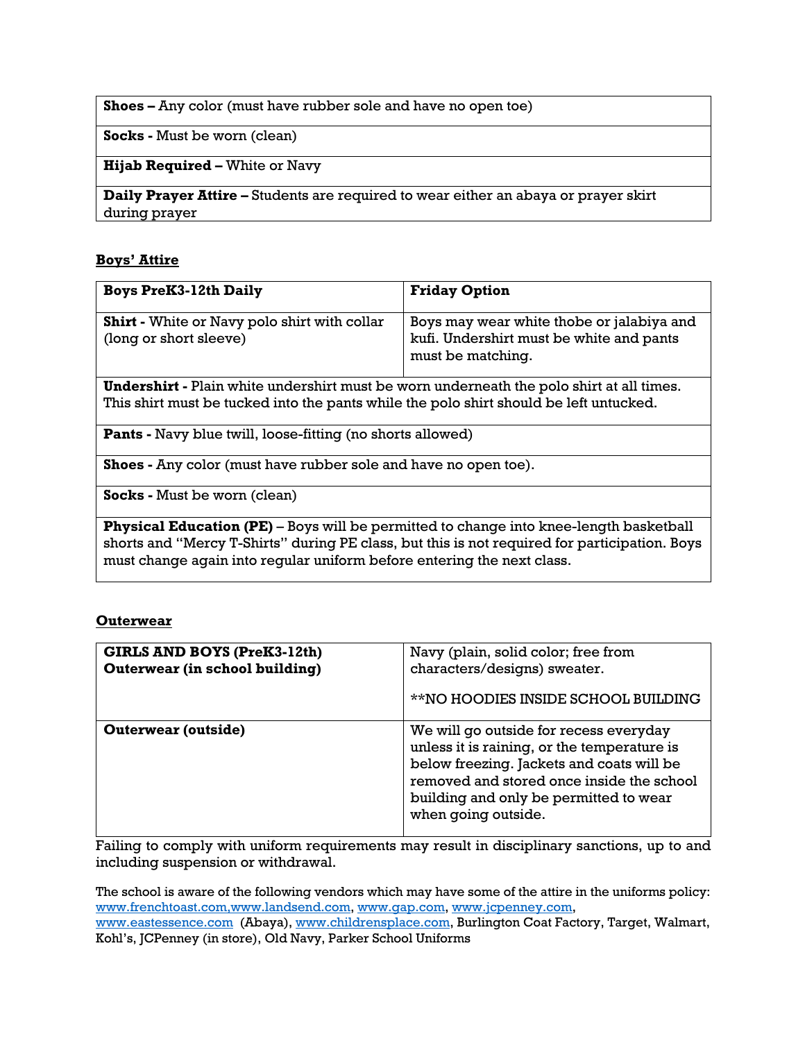| | |
|---|---|
| **Shoes –** Any color (must have rubber sole and have no open toe) | |
| **Socks -** Must be worn (clean) | |
| **Hijab Required –** White or Navy | |
| **Daily Prayer Attire –** Students are required to wear either an abaya or prayer skirt during prayer | |

## Boys' Attire

| **Boys PreK3-12th Daily** | **Friday Option** |
|---|---|
| **Shirt -** White or Navy polo shirt with collar (long or short sleeve) | Boys may wear white thobe or jalabiya and kufi. Undershirt must be white and pants must be matching. |
| **Undershirt -** Plain white undershirt must be worn underneath the polo shirt at all times. This shirt must be tucked into the pants while the polo shirt should be left untucked. | |
| **Pants -** Navy blue twill, loose-fitting (no shorts allowed) | |
| **Shoes -** Any color (must have rubber sole and have no open toe). | |
| **Socks -** Must be worn (clean) | |
| **Physical Education (PE)** – Boys will be permitted to change into knee-length basketball shorts and "Mercy T-Shirts" during PE class, but this is not required for participation. Boys must change again into regular uniform before entering the next class. | |

## Outerwear

| | |
|---|---|
| **GIRLS AND BOYS (PreK3-12th) Outerwear (in school building)** | Navy (plain, solid color; free from characters/designs) sweater.<br><br>**NO HOODIES INSIDE SCHOOL BUILDING |
| **Outerwear (outside)** | We will go outside for recess everyday unless it is raining, or the temperature is below freezing. Jackets and coats will be removed and stored once inside the school building and only be permitted to wear when going outside. |

Failing to comply with uniform requirements may result in disciplinary sanctions, up to and including suspension or withdrawal.

The school is aware of the following vendors which may have some of the attire in the uniforms policy: www.frenchtoast.com,www.landsend.com, www.gap.com, www.jcpenney.com, www.eastessence.com (Abaya), www.childrensplace.com, Burlington Coat Factory, Target, Walmart, Kohl's, JCPenney (in store), Old Navy, Parker School Uniforms